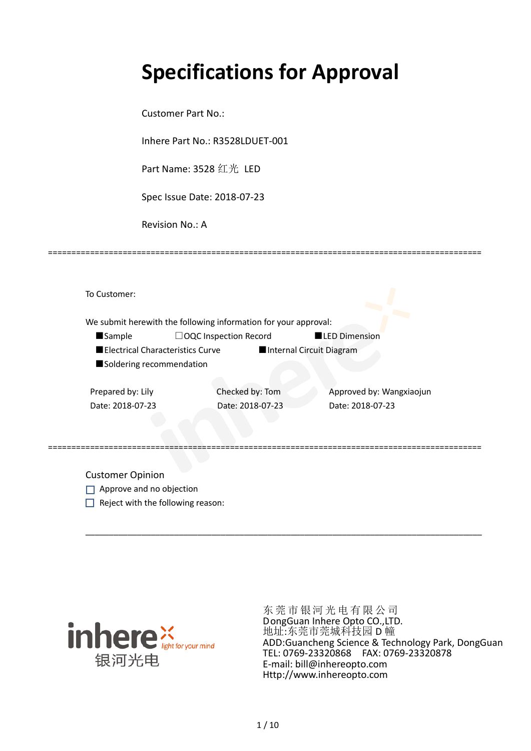# Specifications for Approval

Customer Part No.:

Inhere Part No.: R3528LDUET-001

Part Name: 3528 红光 LED

Spec Issue Date: 2018-07-23

Revision No.: A

===========================================================================================

To Customer:

We submit herewith the following information for your approval:

■Sample ☐OQC Inspection Record ■LED Dimension

■Electrical Characteristics Curve ■Internal Circuit Diagram

■Soldering recommendation

| Prepared by: Lily | Checked by: Tom | Approved by: Wangxiaojun |
|---|---|---|
| Date: 2018-07-23 | Date: 2018-07-23 | Date: 2018-07-23 |

===========================================================================================

Customer Opinion

☐ Approve and no objection

☐ Reject with the following reason:

___________________________________________________________________________

inhere light for your mind 银河光电

东莞市银河光电有限公司
DongGuan Inhere Opto CO.,LTD.
地址:东莞市莞城科技园 D 幢
ADD:Guancheng Science & Technology Park, DongGuan
TEL: 0769-23320868 FAX: 0769-23320878
E-mail: bill@inhereopto.com
Http://www.inhereopto.com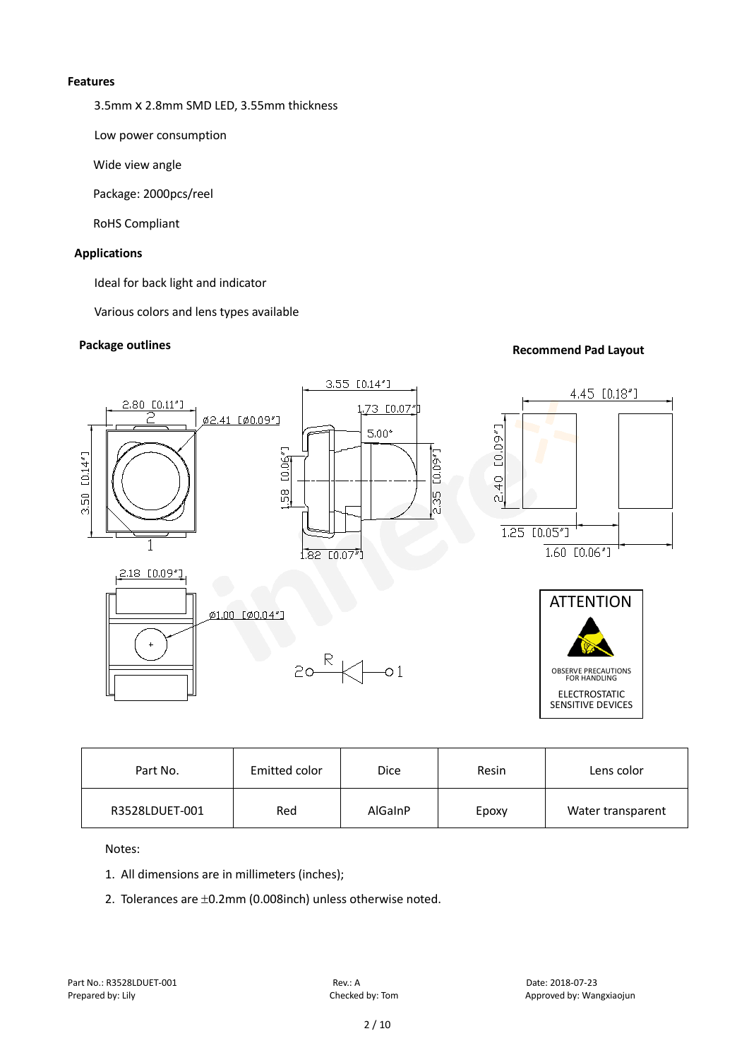**Features**

3.5mm x 2.8mm SMD LED, 3.55mm thickness

Low power consumption

Wide view angle

Package: 2000pcs/reel

RoHS Compliant

**Applications**

Ideal for back light and indicator

Various colors and lens types available

**Package outlines**

**Recommend Pad Layout**

| Part No. | Emitted color | Dice | Resin | Lens color |
|---|---|---|---|---|
| R3528LDUET-001 | Red | AlGaInP | Epoxy | Water transparent |

Notes:

1. All dimensions are in millimeters (inches);
2. Tolerances are ±0.2mm (0.008inch) unless otherwise noted.

Part No.: R3528LDUET-001 Rev.: A Date: 2018-07-23
Prepared by: Lily Checked by: Tom Approved by: Wangxiaojun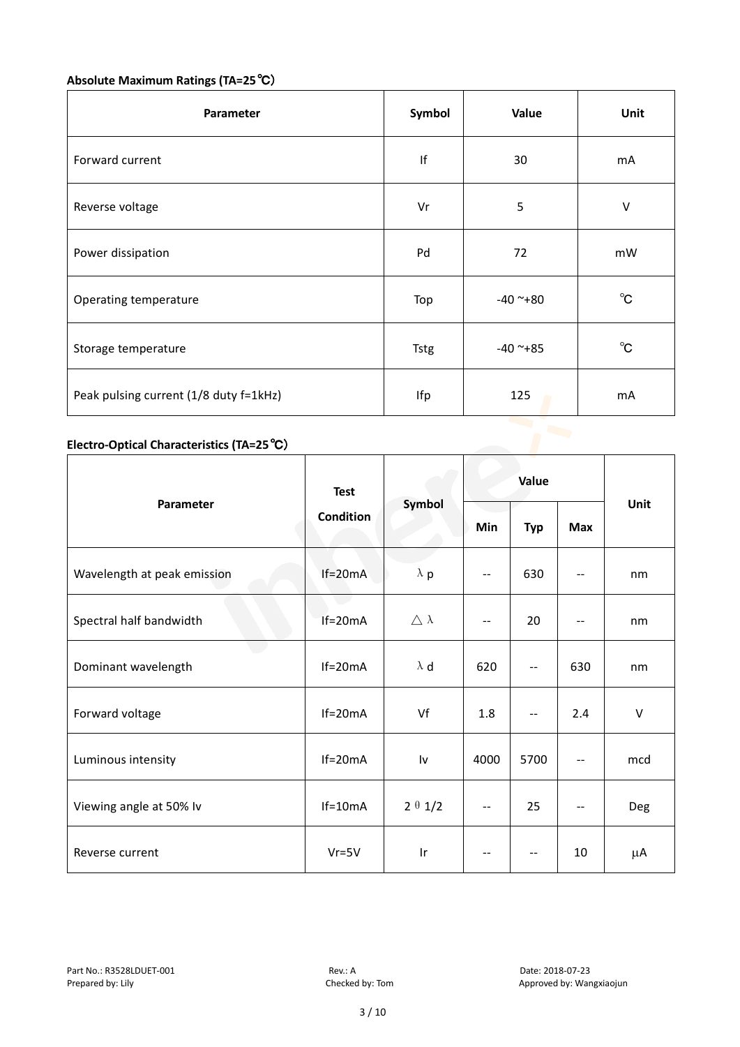**Absolute Maximum Ratings (TA=25℃)**

| Parameter | Symbol | Value | Unit |
|---|---|---|---|
| Forward current | If | 30 | mA |
| Reverse voltage | Vr | 5 | V |
| Power dissipation | Pd | 72 | mW |
| Operating temperature | Top | -40 ~+80 | ℃ |
| Storage temperature | Tstg | -40 ~+85 | ℃ |
| Peak pulsing current (1/8 duty f=1kHz) | Ifp | 125 | mA |

**Electro-Optical Characteristics (TA=25℃)**

| Parameter | Test Condition | Symbol | Value | | | Unit |
|---|---|---|---|---|---|---|
| | | | Min | Typ | Max | |
| Wavelength at peak emission | If=20mA | λ p | -- | 630 | -- | nm |
| Spectral half bandwidth | If=20mA | △ λ | -- | 20 | -- | nm |
| Dominant wavelength | If=20mA | λ d | 620 | -- | 630 | nm |
| Forward voltage | If=20mA | Vf | 1.8 | -- | 2.4 | V |
| Luminous intensity | If=20mA | Iv | 4000 | 5700 | -- | mcd |
| Viewing angle at 50% Iv | If=10mA | 2 θ 1/2 | -- | 25 | -- | Deg |
| Reverse current | Vr=5V | Ir | -- | -- | 10 | μA |

Part No.: R3528LDUET-001 Rev.: A Date: 2018-07-23
Prepared by: Lily Checked by: Tom Approved by: Wangxiaojun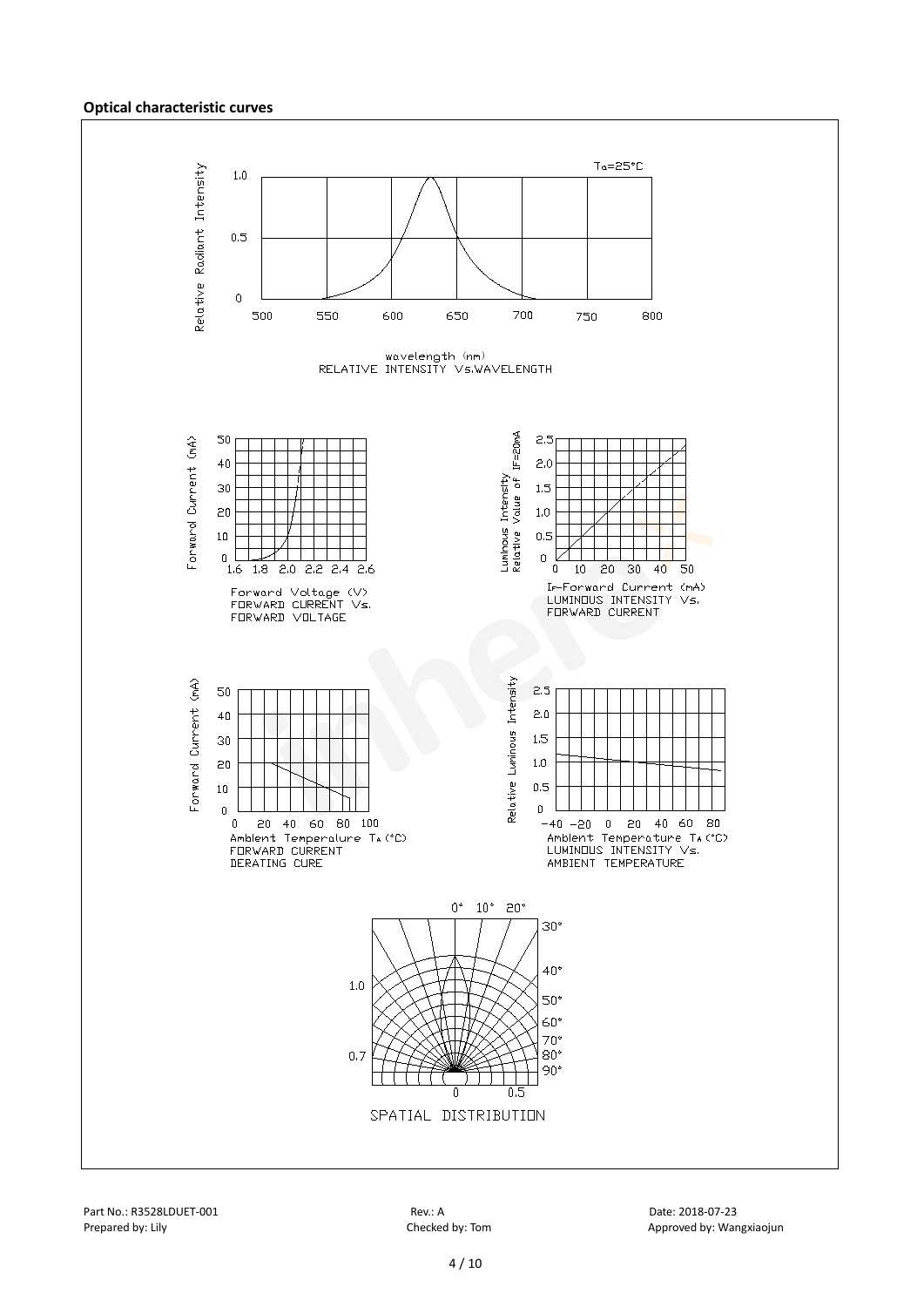**Optical characteristic curves**

Ta=25°C

Relative Radiant Intensity

1.0

0.5

0

500 550 600 650 700 750 800

wavelength (nm)
RELATIVE INTENSITY Vs.WAVELENGTH

Forward Current (mA)

50 40 30 20 10 0

1.6 1.8 2.0 2.2 2.4 2.6

Forward Voltage (V)
FORWARD CURRENT Vs.
FORWARD VOLTAGE

Luminous Intensity
Relative Value of IF=20mA

2.5 2.0 1.5 1.0 0.5 0

0 10 20 30 40 50

IF-Forward Current (mA)
LUMINOUS INTENSITY Vs.
FORWARD CURRENT

Forward Current (mA)

50 40 30 20 10 0

0 20 40 60 80 100

Ambient Temperature TA(°C)
FORWARD CURRENT
DERATING CURE

Relative Luminous Intensity

2.5 2.0 1.5 1.0 0.5 0

-40 -20 0 20 40 60 80

Ambient Temperature TA(°C)
LUMINOUS INTENSITY Vs.
AMBIENT TEMPERATURE

0° 10° 20° 30° 40° 50° 60° 70° 80° 90°

1.0

0.7

0 0.5

SPATIAL DISTRIBUTION

Part No.: R3528LDUET-001 Rev.: A Date: 2018-07-23

Prepared by: Lily Checked by: Tom Approved by: Wangxiaojun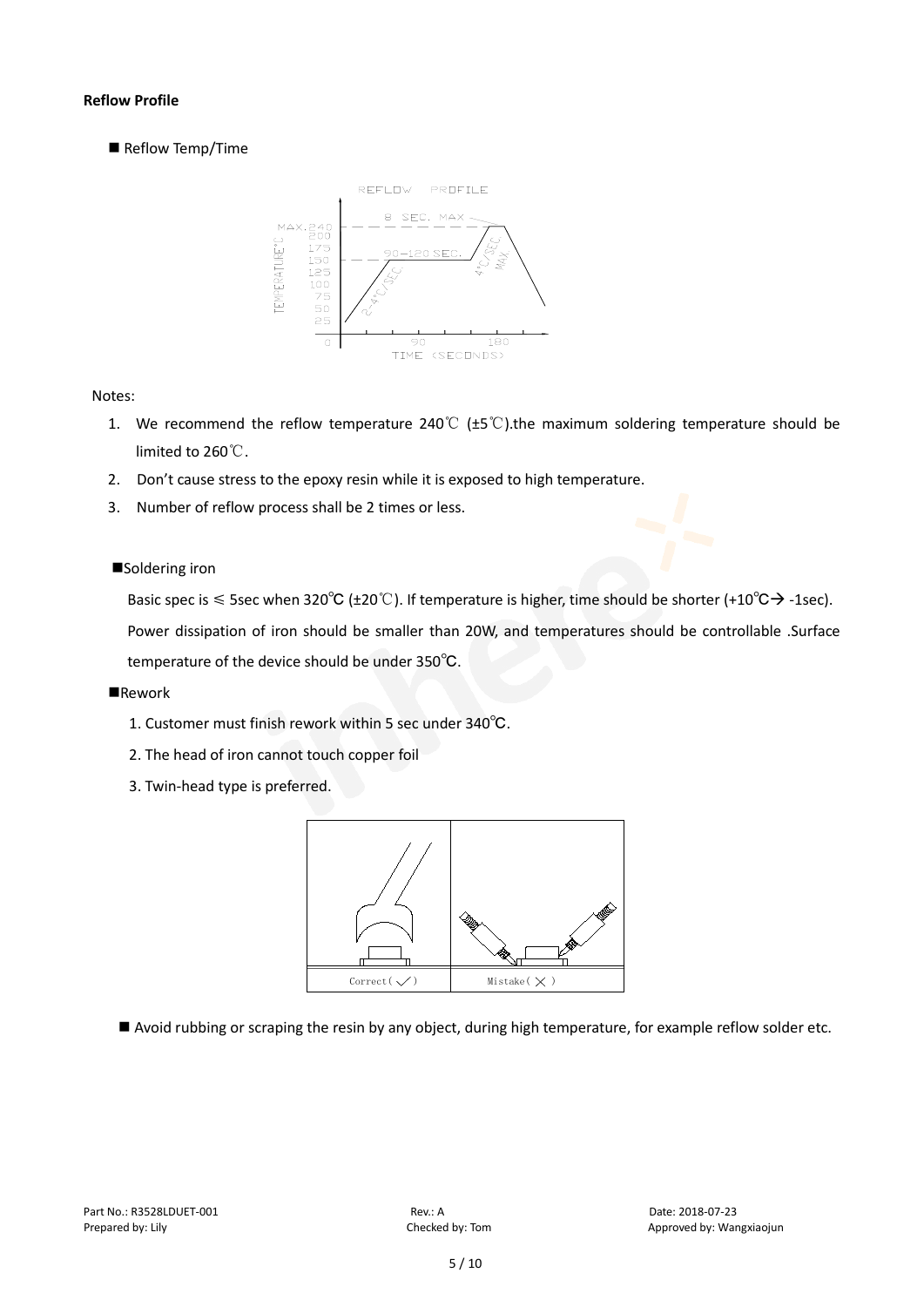**Reflow Profile**

■ Reflow Temp/Time

Notes:

1. We recommend the reflow temperature 240℃ (±5℃).the maximum soldering temperature should be limited to 260℃.
2. Don't cause stress to the epoxy resin while it is exposed to high temperature.
3. Number of reflow process shall be 2 times or less.

■Soldering iron

Basic spec is ≤ 5sec when 320℃ (±20℃). If temperature is higher, time should be shorter (+10℃→ -1sec). Power dissipation of iron should be smaller than 20W, and temperatures should be controllable .Surface temperature of the device should be under 350℃.

■Rework

1. Customer must finish rework within 5 sec under 340℃.
2. The head of iron cannot touch copper foil
3. Twin-head type is preferred.

■ Avoid rubbing or scraping the resin by any object, during high temperature, for example reflow solder etc.

Part No.: R3528LDUET-001 Rev.: A Date: 2018-07-23
Prepared by: Lily Checked by: Tom Approved by: Wangxiaojun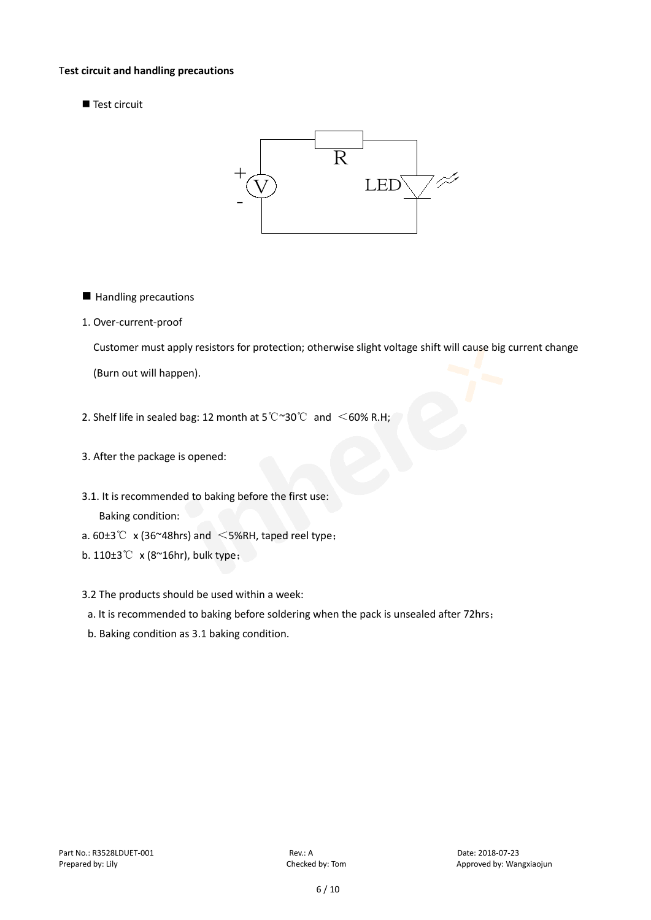**Test circuit and handling precautions**

■ Test circuit

■ Handling precautions

1. Over-current-proof

   Customer must apply resistors for protection; otherwise slight voltage shift will cause big current change (Burn out will happen).

2. Shelf life in sealed bag: 12 month at 5℃~30℃ and ＜60% R.H;

3. After the package is opened:

3.1. It is recommended to baking before the first use:

   Baking condition:

a. 60±3℃ x (36~48hrs) and ＜5%RH, taped reel type；

b. 110±3℃ x (8~16hr), bulk type；

3.2 The products should be used within a week:

  a. It is recommended to baking before soldering when the pack is unsealed after 72hrs；

  b. Baking condition as 3.1 baking condition.

Part No.: R3528LDUET-001　　Rev.: A　　Date: 2018-07-23

Prepared by: Lily　　Checked by: Tom　　Approved by: Wangxiaojun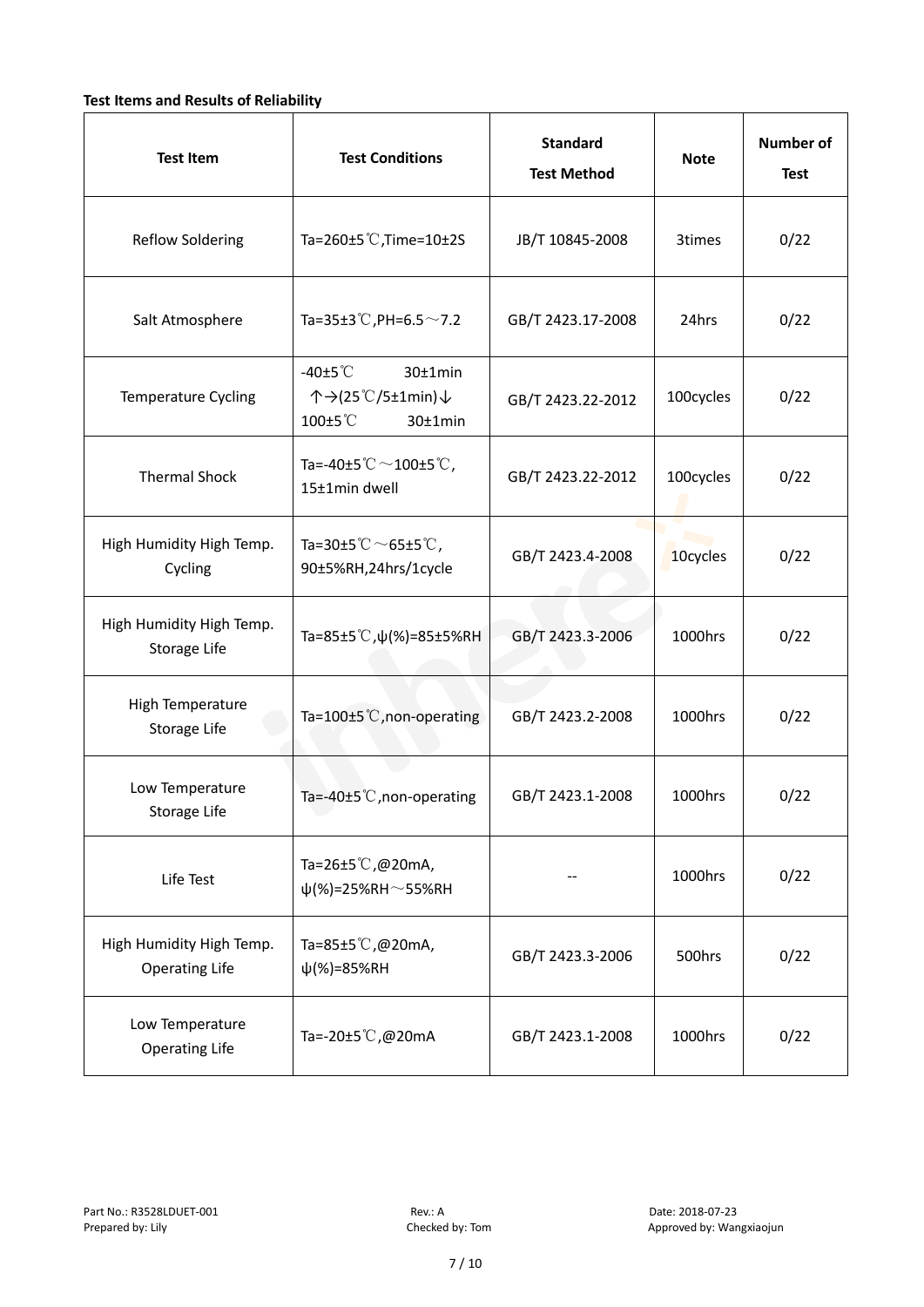**Test Items and Results of Reliability**

| Test Item | Test Conditions | Standard Test Method | Note | Number of Test |
|---|---|---|---|---|
| Reflow Soldering | Ta=260±5℃,Time=10±2S | JB/T 10845-2008 | 3times | 0/22 |
| Salt Atmosphere | Ta=35±3℃,PH=6.5～7.2 | GB/T 2423.17-2008 | 24hrs | 0/22 |
| Temperature Cycling | -40±5℃ 30±1min ↑→(25℃/5±1min)↓ 100±5℃ 30±1min | GB/T 2423.22-2012 | 100cycles | 0/22 |
| Thermal Shock | Ta=-40±5℃～100±5℃, 15±1min dwell | GB/T 2423.22-2012 | 100cycles | 0/22 |
| High Humidity High Temp. Cycling | Ta=30±5℃～65±5℃, 90±5%RH,24hrs/1cycle | GB/T 2423.4-2008 | 10cycles | 0/22 |
| High Humidity High Temp. Storage Life | Ta=85±5℃,ψ(%)=85±5%RH | GB/T 2423.3-2006 | 1000hrs | 0/22 |
| High Temperature Storage Life | Ta=100±5℃,non-operating | GB/T 2423.2-2008 | 1000hrs | 0/22 |
| Low Temperature Storage Life | Ta=-40±5℃,non-operating | GB/T 2423.1-2008 | 1000hrs | 0/22 |
| Life Test | Ta=26±5℃,@20mA, ψ(%)=25%RH～55%RH | -- | 1000hrs | 0/22 |
| High Humidity High Temp. Operating Life | Ta=85±5℃,@20mA, ψ(%)=85%RH | GB/T 2423.3-2006 | 500hrs | 0/22 |
| Low Temperature Operating Life | Ta=-20±5℃,@20mA | GB/T 2423.1-2008 | 1000hrs | 0/22 |

Part No.: R3528LDUET-001 Rev.: A Date: 2018-07-23
Prepared by: Lily Checked by: Tom Approved by: Wangxiaojun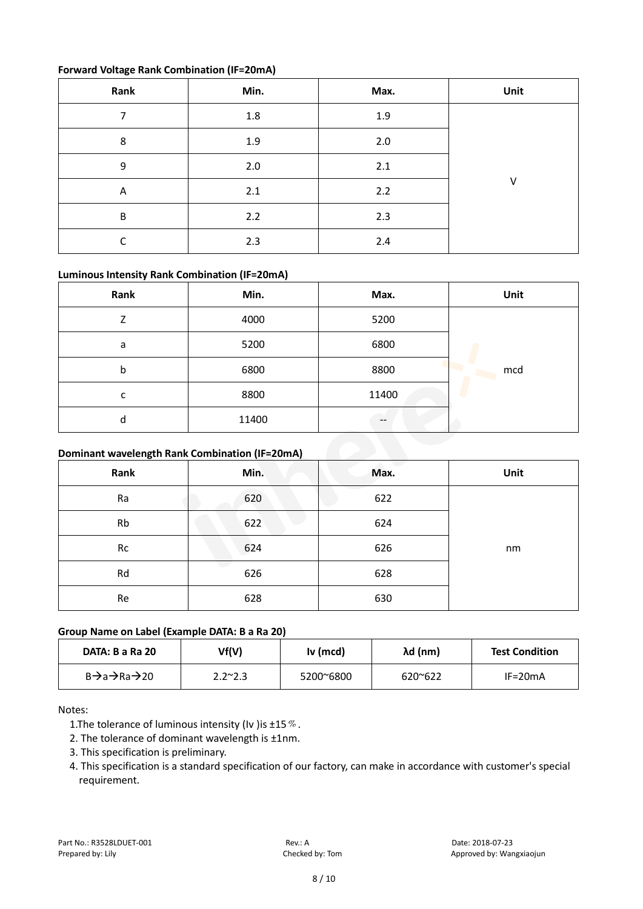**Forward Voltage Rank Combination (IF=20mA)**

| Rank | Min. | Max. | Unit |
|---|---|---|---|
| 7 | 1.8 | 1.9 | V |
| 8 | 1.9 | 2.0 | |
| 9 | 2.0 | 2.1 | |
| A | 2.1 | 2.2 | |
| B | 2.2 | 2.3 | |
| C | 2.3 | 2.4 | |

**Luminous Intensity Rank Combination (IF=20mA)**

| Rank | Min. | Max. | Unit |
|---|---|---|---|
| Z | 4000 | 5200 | mcd |
| a | 5200 | 6800 | |
| b | 6800 | 8800 | |
| c | 8800 | 11400 | |
| d | 11400 | -- | |

**Dominant wavelength Rank Combination (IF=20mA)**

| Rank | Min. | Max. | Unit |
|---|---|---|---|
| Ra | 620 | 622 | nm |
| Rb | 622 | 624 | |
| Rc | 624 | 626 | |
| Rd | 626 | 628 | |
| Re | 628 | 630 | |

**Group Name on Label (Example DATA: B a Ra 20)**

| DATA: B a Ra 20 | Vf(V) | Iv (mcd) | λd (nm) | Test Condition |
|---|---|---|---|---|
| B→a→Ra→20 | 2.2~2.3 | 5200~6800 | 620~622 | IF=20mA |

Notes:

1. The tolerance of luminous intensity (Iv )is ±15％.
2. The tolerance of dominant wavelength is ±1nm.
3. This specification is preliminary.
4. This specification is a standard specification of our factory, can make in accordance with customer's special requirement.

Part No.: R3528LDUET-001　　Rev.: A　　Date: 2018-07-23
Prepared by: Lily　　Checked by: Tom　　Approved by: Wangxiaojun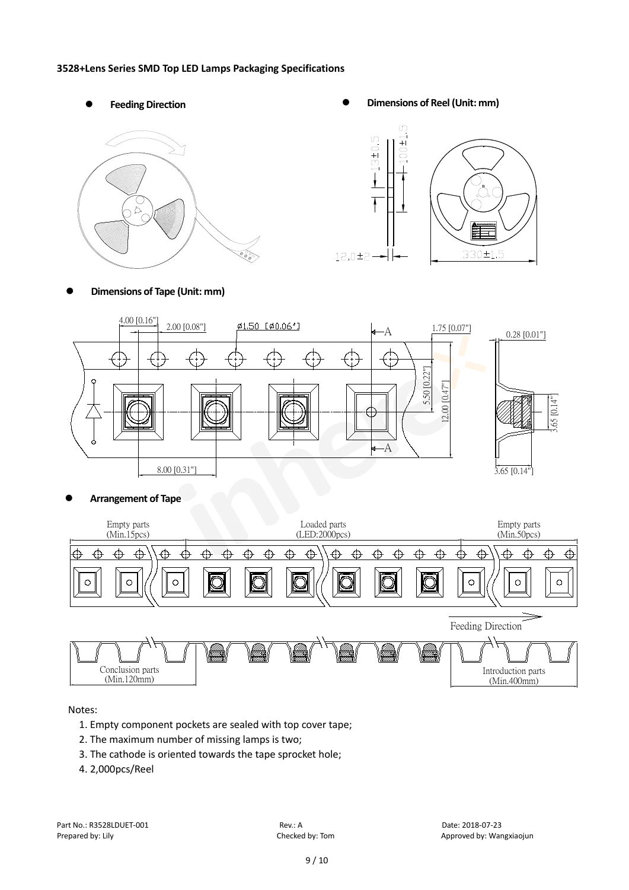**3528+Lens Series SMD Top LED Lamps Packaging Specifications**

- **Feeding Direction**
- **Dimensions of Reel (Unit: mm)**

13±0.5

100±1.5

12.0±2

330±1.5

- **Dimensions of Tape (Unit: mm)**

4.00 [0.16"]

2.00 [0.08"]

Ø1.50 [Ø0.06"]

1.75 [0.07"]

0.28 [0.01"]

5.50 [0.22"]

12.00 [0.47"]

3.65 [0.14"]

8.00 [0.31"]

3.65 [0.14"]

- **Arrangement of Tape**

Empty parts (Min.15pcs)

Loaded parts (LED:2000pcs)

Empty parts (Min.50pcs)

Feeding Direction

Conclusion parts (Min.120mm)

Introduction parts (Min.400mm)

Notes:

1. Empty component pockets are sealed with top cover tape;
2. The maximum number of missing lamps is two;
3. The cathode is oriented towards the tape sprocket hole;
4. 2,000pcs/Reel

Part No.: R3528LDUET-001 Rev.: A Date: 2018-07-23

Prepared by: Lily Checked by: Tom Approved by: Wangxiaojun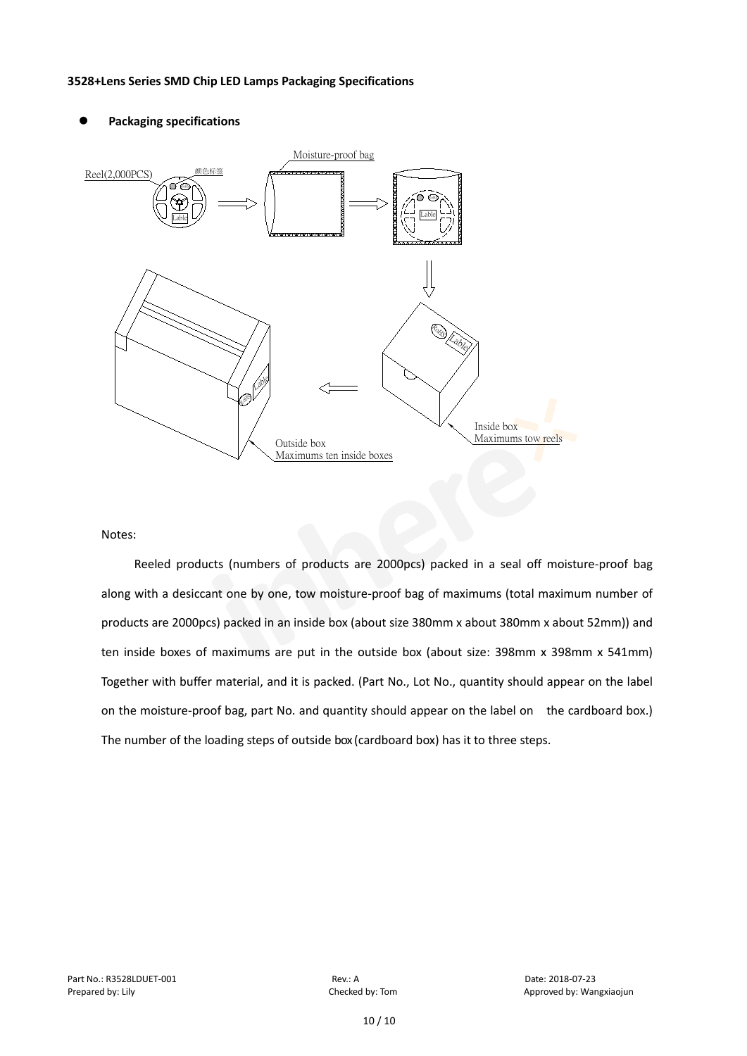**3528+Lens Series SMD Chip LED Lamps Packaging Specifications**

- **Packaging specifications**

Reel(2,000PCS)

顏色标签

Lable

Moisture-proof bag

Lable

RoHS Lable

Inside box
Maximums tow reels

Lable

RoHS

Outside box
Maximums ten inside boxes

Notes:

Reeled products (numbers of products are 2000pcs) packed in a seal off moisture-proof bag along with a desiccant one by one, tow moisture-proof bag of maximums (total maximum number of products are 2000pcs) packed in an inside box (about size 380mm x about 380mm x about 52mm)) and ten inside boxes of maximums are put in the outside box (about size: 398mm x 398mm x 541mm) Together with buffer material, and it is packed. (Part No., Lot No., quantity should appear on the label on the moisture-proof bag, part No. and quantity should appear on the label on the cardboard box.) The number of the loading steps of outside box (cardboard box) has it to three steps.

Part No.: R3528LDUET-001 Rev.: A Date: 2018-07-23
Prepared by: Lily Checked by: Tom Approved by: Wangxiaojun